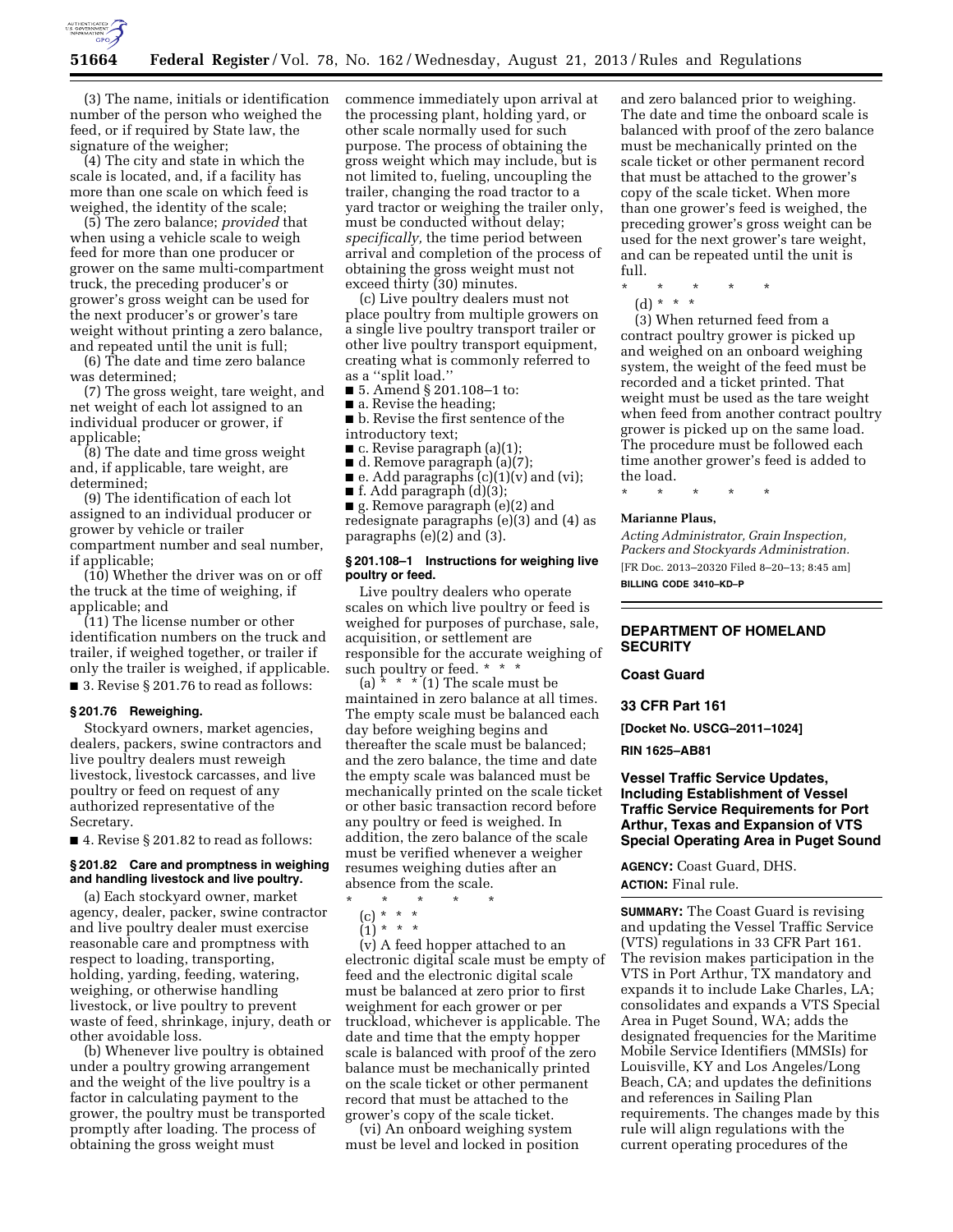(3) The name, initials or identification number of the person who weighed the feed, or if required by State law, the signature of the weigher;

(4) The city and state in which the scale is located, and, if a facility has more than one scale on which feed is weighed, the identity of the scale;

(5) The zero balance; *provided* that when using a vehicle scale to weigh feed for more than one producer or grower on the same multi-compartment truck, the preceding producer's or grower's gross weight can be used for the next producer's or grower's tare weight without printing a zero balance, and repeated until the unit is full;

(6) The date and time zero balance was determined;

(7) The gross weight, tare weight, and net weight of each lot assigned to an individual producer or grower, if applicable;

(8) The date and time gross weight and, if applicable, tare weight, are determined;

(9) The identification of each lot assigned to an individual producer or grower by vehicle or trailer compartment number and seal number, if applicable;

(10) Whether the driver was on or off the truck at the time of weighing, if applicable; and

(11) The license number or other identification numbers on the truck and trailer, if weighed together, or trailer if only the trailer is weighed, if applicable.

■ 3. Revise § 201.76 to read as follows:

### § 201.76 Reweighing.

Stockyard owners, market agencies, dealers, packers, swine contractors and live poultry dealers must reweigh livestock, livestock carcasses, and live poultry or feed on request of any authorized representative of the Secretary.

■ 4. Revise § 201.82 to read as follows:

### § 201.82 Care and promptness in weighing and handling livestock and live poultry.

(a) Each stockyard owner, market agency, dealer, packer, swine contractor and live poultry dealer must exercise reasonable care and promptness with respect to loading, transporting, holding, yarding, feeding, watering, weighing, or otherwise handling livestock, or live poultry to prevent waste of feed, shrinkage, injury, death or other avoidable loss.

(b) Whenever live poultry is obtained under a poultry growing arrangement and the weight of the live poultry is a factor in calculating payment to the grower, the poultry must be transported promptly after loading. The process of obtaining the gross weight must commence immediately upon arrival at the processing plant, holding yard, or other scale normally used for such purpose. The process of obtaining the gross weight which may include, but is not limited to, fueling, uncoupling the trailer, changing the road tractor to a yard tractor or weighing the trailer only, must be conducted without delay; *specifically,* the time period between arrival and completion of the process of obtaining the gross weight must not exceed thirty (30) minutes.

(c) Live poultry dealers must not place poultry from multiple growers on a single live poultry transport trailer or other live poultry transport equipment, creating what is commonly referred to as a ''split load.''

■ 5. Amend § 201.108–1 to:

■ a. Revise the heading;

■ b. Revise the first sentence of the introductory text;

■ c. Revise paragraph (a)(1);

■ d. Remove paragraph (a)(7);

■ e. Add paragraphs (c)(1)(v) and (vi);

■ f. Add paragraph (d)(3);

■ g. Remove paragraph (e)(2) and redesignate paragraphs (e)(3) and (4) as paragraphs (e)(2) and (3).

### § 201.108–1 Instructions for weighing live poultry or feed.

Live poultry dealers who operate scales on which live poultry or feed is weighed for purposes of purchase, sale, acquisition, or settlement are responsible for the accurate weighing of such poultry or feed. * * *

(a) * * * (1) The scale must be maintained in zero balance at all times. The empty scale must be balanced each day before weighing begins and thereafter the scale must be balanced; and the zero balance, the time and date the empty scale was balanced must be mechanically printed on the scale ticket or other basic transaction record before any poultry or feed is weighed. In addition, the zero balance of the scale must be verified whenever a weigher resumes weighing duties after an absence from the scale.

\* \* \* \* \*

(c) * * *

(1) * * *

(v) A feed hopper attached to an electronic digital scale must be empty of feed and the electronic digital scale must be balanced at zero prior to first weighment for each grower or per truckload, whichever is applicable. The date and time that the empty hopper scale is balanced with proof of the zero balance must be mechanically printed on the scale ticket or other permanent record that must be attached to the grower's copy of the scale ticket.

(vi) An onboard weighing system must be level and locked in position and zero balanced prior to weighing. The date and time the onboard scale is balanced with proof of the zero balance must be mechanically printed on the scale ticket or other permanent record that must be attached to the grower's copy of the scale ticket. When more than one grower's feed is weighed, the preceding grower's gross weight can be used for the next grower's tare weight, and can be repeated until the unit is full.

\* \* \* \* \*

(d) * * *

(3) When returned feed from a contract poultry grower is picked up and weighed on an onboard weighing system, the weight of the feed must be recorded and a ticket printed. That weight must be used as the tare weight when feed from another contract poultry grower is picked up on the same load. The procedure must be followed each time another grower's feed is added to the load.

\* \* \* \* \*

**Marianne Plaus,**

*Acting Administrator, Grain Inspection, Packers and Stockyards Administration.*

[FR Doc. 2013–20320 Filed 8–20–13; 8:45 am]

**BILLING CODE 3410–KD–P**

---

## DEPARTMENT OF HOMELAND SECURITY

## Coast Guard

## 33 CFR Part 161

**[Docket No. USCG–2011–1024]**

**RIN 1625–AB81**

## Vessel Traffic Service Updates, Including Establishment of Vessel Traffic Service Requirements for Port Arthur, Texas and Expansion of VTS Special Operating Area in Puget Sound

**AGENCY:** Coast Guard, DHS.

**ACTION:** Final rule.

**SUMMARY:** The Coast Guard is revising and updating the Vessel Traffic Service (VTS) regulations in 33 CFR Part 161. The revision makes participation in the VTS in Port Arthur, TX mandatory and expands it to include Lake Charles, LA; consolidates and expands a VTS Special Area in Puget Sound, WA; adds the designated frequencies for the Maritime Mobile Service Identifiers (MMSIs) for Louisville, KY and Los Angeles/Long Beach, CA; and updates the definitions and references in Sailing Plan requirements. The changes made by this rule will align regulations with the current operating procedures of the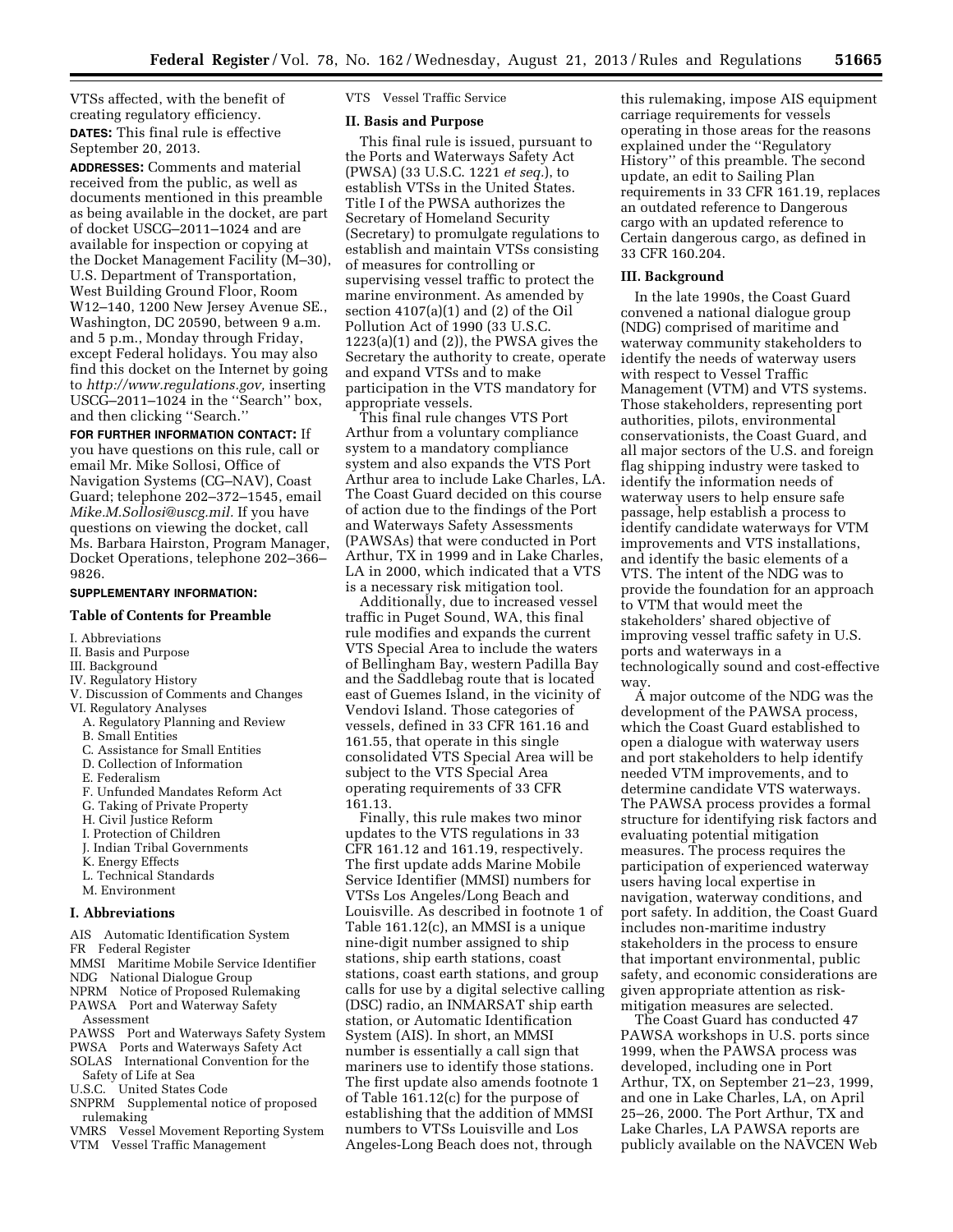VTSs affected, with the benefit of creating regulatory efficiency.

**DATES:** This final rule is effective September 20, 2013.

**ADDRESSES:** Comments and material received from the public, as well as documents mentioned in this preamble as being available in the docket, are part of docket USCG–2011–1024 and are available for inspection or copying at the Docket Management Facility (M–30), U.S. Department of Transportation, West Building Ground Floor, Room W12–140, 1200 New Jersey Avenue SE., Washington, DC 20590, between 9 a.m. and 5 p.m., Monday through Friday, except Federal holidays. You may also find this docket on the Internet by going to *http://www.regulations.gov,* inserting USCG–2011–1024 in the ''Search'' box, and then clicking ''Search.''

**FOR FURTHER INFORMATION CONTACT:** If you have questions on this rule, call or email Mr. Mike Sollosi, Office of Navigation Systems (CG–NAV), Coast Guard; telephone 202–372–1545, email *Mike.M.Sollosi@uscg.mil.* If you have questions on viewing the docket, call Ms. Barbara Hairston, Program Manager, Docket Operations, telephone 202–366–9826.

**SUPPLEMENTARY INFORMATION:**

**Table of Contents for Preamble**

I. Abbreviations
II. Basis and Purpose
III. Background
IV. Regulatory History
V. Discussion of Comments and Changes
VI. Regulatory Analyses
 A. Regulatory Planning and Review
 B. Small Entities
 C. Assistance for Small Entities
 D. Collection of Information
 E. Federalism
 F. Unfunded Mandates Reform Act
 G. Taking of Private Property
 H. Civil Justice Reform
 I. Protection of Children
 J. Indian Tribal Governments
 K. Energy Effects
 L. Technical Standards
 M. Environment

## I. Abbreviations

AIS Automatic Identification System
FR Federal Register
MMSI Maritime Mobile Service Identifier
NDG National Dialogue Group
NPRM Notice of Proposed Rulemaking
PAWSA Port and Waterway Safety Assessment
PAWSS Port and Waterways Safety System
PWSA Ports and Waterways Safety Act
SOLAS International Convention for the Safety of Life at Sea
U.S.C. United States Code
SNPRM Supplemental notice of proposed rulemaking
VMRS Vessel Movement Reporting System
VTM Vessel Traffic Management
VTS Vessel Traffic Service

## II. Basis and Purpose

This final rule is issued, pursuant to the Ports and Waterways Safety Act (PWSA) (33 U.S.C. 1221 *et seq.*), to establish VTSs in the United States. Title I of the PWSA authorizes the Secretary of Homeland Security (Secretary) to promulgate regulations to establish and maintain VTSs consisting of measures for controlling or supervising vessel traffic to protect the marine environment. As amended by section 4107(a)(1) and (2) of the Oil Pollution Act of 1990 (33 U.S.C. 1223(a)(1) and (2)), the PWSA gives the Secretary the authority to create, operate and expand VTSs and to make participation in the VTS mandatory for appropriate vessels.

This final rule changes VTS Port Arthur from a voluntary compliance system to a mandatory compliance system and also expands the VTS Port Arthur area to include Lake Charles, LA. The Coast Guard decided on this course of action due to the findings of the Port and Waterways Safety Assessments (PAWSAs) that were conducted in Port Arthur, TX in 1999 and in Lake Charles, LA in 2000, which indicated that a VTS is a necessary risk mitigation tool.

Additionally, due to increased vessel traffic in Puget Sound, WA, this final rule modifies and expands the current VTS Special Area to include the waters of Bellingham Bay, western Padilla Bay and the Saddlebag route that is located east of Guemes Island, in the vicinity of Vendovi Island. Those categories of vessels, defined in 33 CFR 161.16 and 161.55, that operate in this single consolidated VTS Special Area will be subject to the VTS Special Area operating requirements of 33 CFR 161.13.

Finally, this rule makes two minor updates to the VTS regulations in 33 CFR 161.12 and 161.19, respectively. The first update adds Marine Mobile Service Identifier (MMSI) numbers for VTSs Los Angeles/Long Beach and Louisville. As described in footnote 1 of Table 161.12(c), an MMSI is a unique nine-digit number assigned to ship stations, ship earth stations, coast stations, coast earth stations, and group calls for use by a digital selective calling (DSC) radio, an INMARSAT ship earth station, or Automatic Identification System (AIS). In short, an MMSI number is essentially a call sign that mariners use to identify those stations. The first update also amends footnote 1 of Table 161.12(c) for the purpose of establishing that the addition of MMSI numbers to VTSs Louisville and Los Angeles-Long Beach does not, through this rulemaking, impose AIS equipment carriage requirements for vessels operating in those areas for the reasons explained under the ''Regulatory History'' of this preamble. The second update, an edit to Sailing Plan requirements in 33 CFR 161.19, replaces an outdated reference to Dangerous cargo with an updated reference to Certain dangerous cargo, as defined in 33 CFR 160.204.

## III. Background

In the late 1990s, the Coast Guard convened a national dialogue group (NDG) comprised of maritime and waterway community stakeholders to identify the needs of waterway users with respect to Vessel Traffic Management (VTM) and VTS systems. Those stakeholders, representing port authorities, pilots, environmental conservationists, the Coast Guard, and all major sectors of the U.S. and foreign flag shipping industry were tasked to identify the information needs of waterway users to help ensure safe passage, help establish a process to identify candidate waterways for VTM improvements and VTS installations, and identify the basic elements of a VTS. The intent of the NDG was to provide the foundation for an approach to VTM that would meet the stakeholders' shared objective of improving vessel traffic safety in U.S. ports and waterways in a technologically sound and cost-effective way.

A major outcome of the NDG was the development of the PAWSA process, which the Coast Guard established to open a dialogue with waterway users and port stakeholders to help identify needed VTM improvements, and to determine candidate VTS waterways. The PAWSA process provides a formal structure for identifying risk factors and evaluating potential mitigation measures. The process requires the participation of experienced waterway users having local expertise in navigation, waterway conditions, and port safety. In addition, the Coast Guard includes non-maritime industry stakeholders in the process to ensure that important environmental, public safety, and economic considerations are given appropriate attention as risk-mitigation measures are selected.

The Coast Guard has conducted 47 PAWSA workshops in U.S. ports since 1999, when the PAWSA process was developed, including one in Port Arthur, TX, on September 21–23, 1999, and one in Lake Charles, LA, on April 25–26, 2000. The Port Arthur, TX and Lake Charles, LA PAWSA reports are publicly available on the NAVCEN Web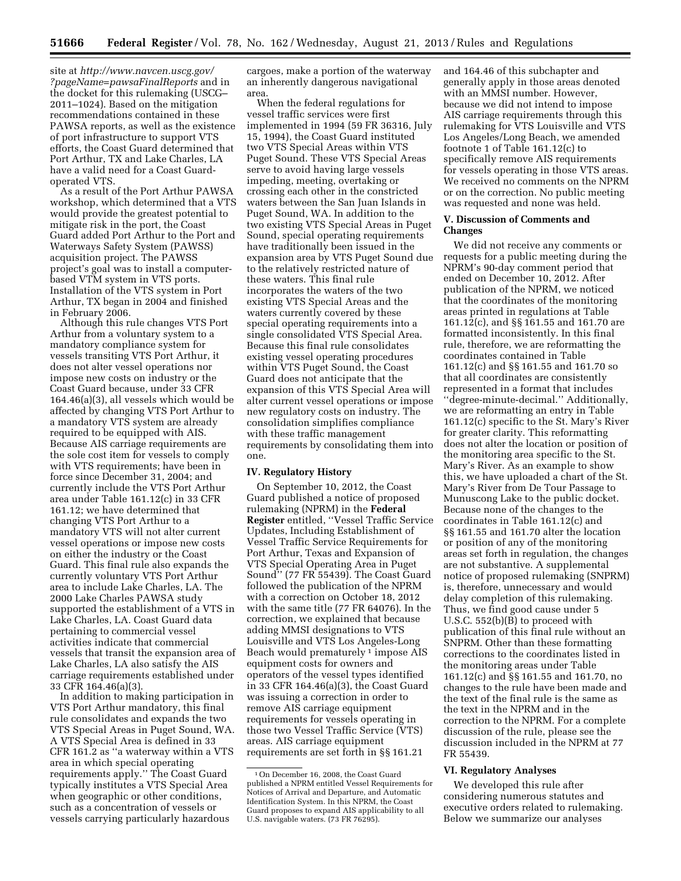site at *http://www.navcen.uscg.gov/?pageName=pawsaFinalReports* and in the docket for this rulemaking (USCG–2011–1024). Based on the mitigation recommendations contained in these PAWSA reports, as well as the existence of port infrastructure to support VTS efforts, the Coast Guard determined that Port Arthur, TX and Lake Charles, LA have a valid need for a Coast Guard-operated VTS.

As a result of the Port Arthur PAWSA workshop, which determined that a VTS would provide the greatest potential to mitigate risk in the port, the Coast Guard added Port Arthur to the Port and Waterways Safety System (PAWSS) acquisition project. The PAWSS project's goal was to install a computer-based VTM system in VTS ports. Installation of the VTS system in Port Arthur, TX began in 2004 and finished in February 2006.

Although this rule changes VTS Port Arthur from a voluntary system to a mandatory compliance system for vessels transiting VTS Port Arthur, it does not alter vessel operations nor impose new costs on industry or the Coast Guard because, under 33 CFR 164.46(a)(3), all vessels which would be affected by changing VTS Port Arthur to a mandatory VTS system are already required to be equipped with AIS. Because AIS carriage requirements are the sole cost item for vessels to comply with VTS requirements; have been in force since December 31, 2004; and currently include the VTS Port Arthur area under Table 161.12(c) in 33 CFR 161.12; we have determined that changing VTS Port Arthur to a mandatory VTS will not alter current vessel operations or impose new costs on either the industry or the Coast Guard. This final rule also expands the currently voluntary VTS Port Arthur area to include Lake Charles, LA. The 2000 Lake Charles PAWSA study supported the establishment of a VTS in Lake Charles, LA. Coast Guard data pertaining to commercial vessel activities indicate that commercial vessels that transit the expansion area of Lake Charles, LA also satisfy the AIS carriage requirements established under 33 CFR 164.46(a)(3).

In addition to making participation in VTS Port Arthur mandatory, this final rule consolidates and expands the two VTS Special Areas in Puget Sound, WA. A VTS Special Area is defined in 33 CFR 161.2 as "a waterway within a VTS area in which special operating requirements apply." The Coast Guard typically institutes a VTS Special Area when geographic or other conditions, such as a concentration of vessels or vessels carrying particularly hazardous cargoes, make a portion of the waterway an inherently dangerous navigational area.

When the federal regulations for vessel traffic services were first implemented in 1994 (59 FR 36316, July 15, 1994), the Coast Guard instituted two VTS Special Areas within VTS Puget Sound. These VTS Special Areas serve to avoid having large vessels impeding, meeting, overtaking or crossing each other in the constricted waters between the San Juan Islands in Puget Sound, WA. In addition to the two existing VTS Special Areas in Puget Sound, special operating requirements have traditionally been issued in the expansion area by VTS Puget Sound due to the relatively restricted nature of these waters. This final rule incorporates the waters of the two existing VTS Special Areas and the waters currently covered by these special operating requirements into a single consolidated VTS Special Area. Because this final rule consolidates existing vessel operating procedures within VTS Puget Sound, the Coast Guard does not anticipate that the expansion of this VTS Special Area will alter current vessel operations or impose new regulatory costs on industry. The consolidation simplifies compliance with these traffic management requirements by consolidating them into one.

## IV. Regulatory History

On September 10, 2012, the Coast Guard published a notice of proposed rulemaking (NPRM) in the **Federal Register** entitled, "Vessel Traffic Service Updates, Including Establishment of Vessel Traffic Service Requirements for Port Arthur, Texas and Expansion of VTS Special Operating Area in Puget Sound" (77 FR 55439). The Coast Guard followed the publication of the NPRM with a correction on October 18, 2012 with the same title (77 FR 64076). In the correction, we explained that because adding MMSI designations to VTS Louisville and VTS Los Angeles-Long Beach would prematurely[1] impose AIS equipment costs for owners and operators of the vessel types identified in 33 CFR 164.46(a)(3), the Coast Guard was issuing a correction in order to remove AIS carriage equipment requirements for vessels operating in those two Vessel Traffic Service (VTS) areas. AIS carriage equipment requirements are set forth in §§ 161.21 and 164.46 of this subchapter and generally apply in those areas denoted with an MMSI number. However, because we did not intend to impose AIS carriage requirements through this rulemaking for VTS Louisville and VTS Los Angeles/Long Beach, we amended footnote 1 of Table 161.12(c) to specifically remove AIS requirements for vessels operating in those VTS areas. We received no comments on the NPRM or on the correction. No public meeting was requested and none was held.

## V. Discussion of Comments and Changes

We did not receive any comments or requests for a public meeting during the NPRM's 90-day comment period that ended on December 10, 2012. After publication of the NPRM, we noticed that the coordinates of the monitoring areas printed in regulations at Table 161.12(c), and §§ 161.55 and 161.70 are formatted inconsistently. In this final rule, therefore, we are reformatting the coordinates contained in Table 161.12(c) and §§ 161.55 and 161.70 so that all coordinates are consistently represented in a format that includes "degree-minute-decimal." Additionally, we are reformatting an entry in Table 161.12(c) specific to the St. Mary's River for greater clarity. This reformatting does not alter the location or position of the monitoring area specific to the St. Mary's River. As an example to show this, we have uploaded a chart of the St. Mary's River from De Tour Passage to Munuscong Lake to the public docket. Because none of the changes to the coordinates in Table 161.12(c) and §§ 161.55 and 161.70 alter the location or position of any of the monitoring areas set forth in regulation, the changes are not substantive. A supplemental notice of proposed rulemaking (SNPRM) is, therefore, unnecessary and would delay completion of this rulemaking. Thus, we find good cause under 5 U.S.C. 552(b)(B) to proceed with publication of this final rule without an SNPRM. Other than these formatting corrections to the coordinates listed in the monitoring areas under Table 161.12(c) and §§ 161.55 and 161.70, no changes to the rule have been made and the text of the final rule is the same as the text in the NPRM and in the correction to the NPRM. For a complete discussion of the rule, please see the discussion included in the NPRM at 77 FR 55439.

## VI. Regulatory Analyses

We developed this rule after considering numerous statutes and executive orders related to rulemaking. Below we summarize our analyses

[1] On December 16, 2008, the Coast Guard published a NPRM entitled Vessel Requirements for Notices of Arrival and Departure, and Automatic Identification System. In this NPRM, the Coast Guard proposes to expand AIS applicability to all U.S. navigable waters. (73 FR 76295).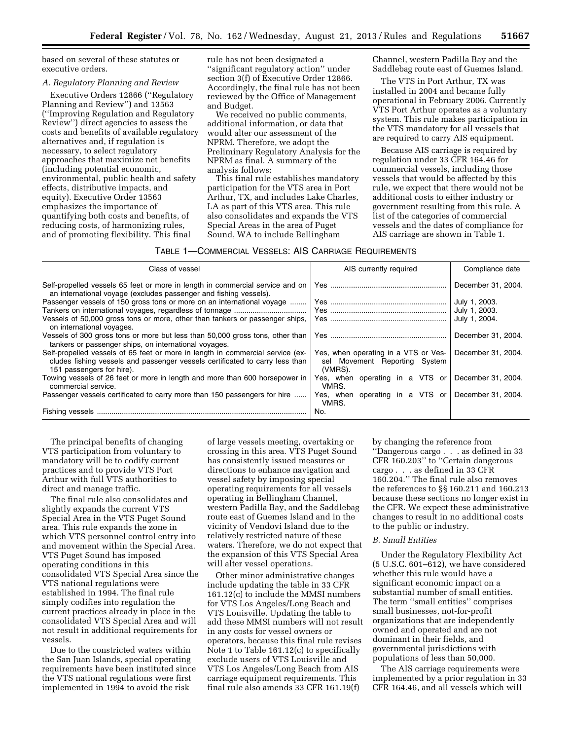based on several of these statutes or executive orders.

### A. Regulatory Planning and Review

Executive Orders 12866 (''Regulatory Planning and Review'') and 13563 (''Improving Regulation and Regulatory Review'') direct agencies to assess the costs and benefits of available regulatory alternatives and, if regulation is necessary, to select regulatory approaches that maximize net benefits (including potential economic, environmental, public health and safety effects, distributive impacts, and equity). Executive Order 13563 emphasizes the importance of quantifying both costs and benefits, of reducing costs, of harmonizing rules, and of promoting flexibility. This final rule has not been designated a ''significant regulatory action'' under section 3(f) of Executive Order 12866. Accordingly, the final rule has not been reviewed by the Office of Management and Budget.

We received no public comments, additional information, or data that would alter our assessment of the NPRM. Therefore, we adopt the Preliminary Regulatory Analysis for the NPRM as final. A summary of the analysis follows:

This final rule establishes mandatory participation for the VTS area in Port Arthur, TX, and includes Lake Charles, LA as part of this VTS area. This rule also consolidates and expands the VTS Special Areas in the area of Puget Sound, WA to include Bellingham Channel, western Padilla Bay and the Saddlebag route east of Guemes Island.

The VTS in Port Arthur, TX was installed in 2004 and became fully operational in February 2006. Currently VTS Port Arthur operates as a voluntary system. This rule makes participation in the VTS mandatory for all vessels that are required to carry AIS equipment.

Because AIS carriage is required by regulation under 33 CFR 164.46 for commercial vessels, including those vessels that would be affected by this rule, we expect that there would not be additional costs to either industry or government resulting from this rule. A list of the categories of commercial vessels and the dates of compliance for AIS carriage are shown in Table 1.

TABLE 1—COMMERCIAL VESSELS: AIS CARRIAGE REQUIREMENTS

| Class of vessel | AIS currently required | Compliance date |
| --- | --- | --- |
| Self-propelled vessels 65 feet or more in length in commercial service and on an international voyage (excludes passenger and fishing vessels). | Yes | December 31, 2004. |
| Passenger vessels of 150 gross tons or more on an international voyage | Yes | July 1, 2003. |
| Tankers on international voyages, regardless of tonnage | Yes | July 1, 2003. |
| Vessels of 50,000 gross tons or more, other than tankers or passenger ships, on international voyages. | Yes | July 1, 2004. |
| Vessels of 300 gross tons or more but less than 50,000 gross tons, other than tankers or passenger ships, on international voyages. | Yes | December 31, 2004. |
| Self-propelled vessels of 65 feet or more in length in commercial service (excludes fishing vessels and passenger vessels certificated to carry less than 151 passengers for hire). | Yes, when operating in a VTS or Vessel Movement Reporting System (VMRS). | December 31, 2004. |
| Towing vessels of 26 feet or more in length and more than 600 horsepower in commercial service. | Yes, when operating in a VTS or VMRS. | December 31, 2004. |
| Passenger vessels certificated to carry more than 150 passengers for hire | Yes, when operating in a VTS or VMRS. | December 31, 2004. |
| Fishing vessels | No. | |

The principal benefits of changing VTS participation from voluntary to mandatory will be to codify current practices and to provide VTS Port Arthur with full VTS authorities to direct and manage traffic.

The final rule also consolidates and slightly expands the current VTS Special Area in the VTS Puget Sound area. This rule expands the zone in which VTS personnel control entry into and movement within the Special Area. VTS Puget Sound has imposed operating conditions in this consolidated VTS Special Area since the VTS national regulations were established in 1994. The final rule simply codifies into regulation the current practices already in place in the consolidated VTS Special Area and will not result in additional requirements for vessels.

Due to the constricted waters within the San Juan Islands, special operating requirements have been instituted since the VTS national regulations were first implemented in 1994 to avoid the risk of large vessels meeting, overtaking or crossing in this area. VTS Puget Sound has consistently issued measures or directions to enhance navigation and vessel safety by imposing special operating requirements for all vessels operating in Bellingham Channel, western Padilla Bay, and the Saddlebag route east of Guemes Island and in the vicinity of Vendovi Island due to the relatively restricted nature of these waters. Therefore, we do not expect that the expansion of this VTS Special Area will alter vessel operations.

Other minor administrative changes include updating the table in 33 CFR 161.12(c) to include the MMSI numbers for VTS Los Angeles/Long Beach and VTS Louisville. Updating the table to add these MMSI numbers will not result in any costs for vessel owners or operators, because this final rule revises Note 1 to Table 161.12(c) to specifically exclude users of VTS Louisville and VTS Los Angeles/Long Beach from AIS carriage equipment requirements. This final rule also amends 33 CFR 161.19(f) by changing the reference from ''Dangerous cargo . . . as defined in 33 CFR 160.203'' to ''Certain dangerous cargo . . . as defined in 33 CFR 160.204.'' The final rule also removes the references to §§ 160.211 and 160.213 because these sections no longer exist in the CFR. We expect these administrative changes to result in no additional costs to the public or industry.

### B. Small Entities

Under the Regulatory Flexibility Act (5 U.S.C. 601–612), we have considered whether this rule would have a significant economic impact on a substantial number of small entities. The term ''small entities'' comprises small businesses, not-for-profit organizations that are independently owned and operated and are not dominant in their fields, and governmental jurisdictions with populations of less than 50,000.

The AIS carriage requirements were implemented by a prior regulation in 33 CFR 164.46, and all vessels which will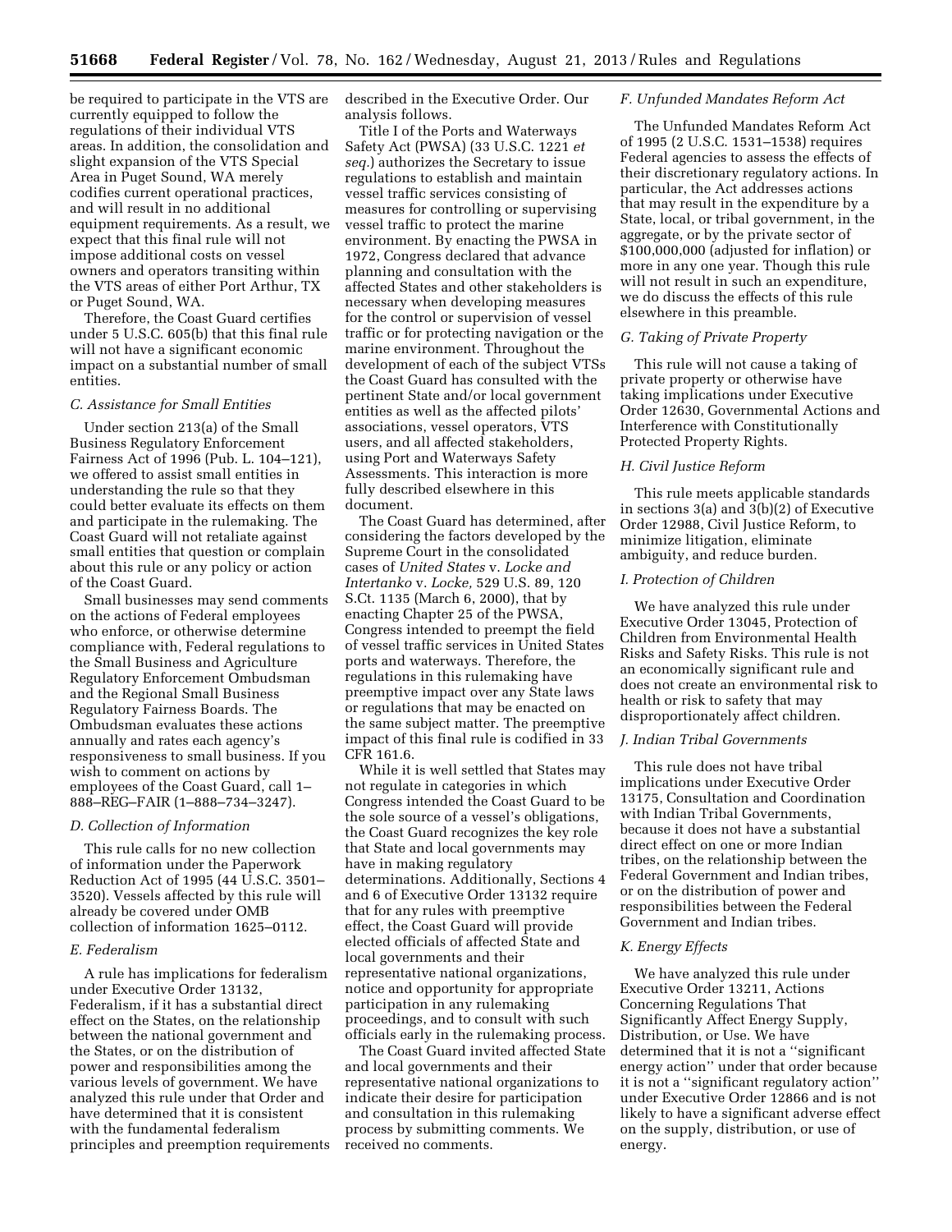be required to participate in the VTS are currently equipped to follow the regulations of their individual VTS areas. In addition, the consolidation and slight expansion of the VTS Special Area in Puget Sound, WA merely codifies current operational practices, and will result in no additional equipment requirements. As a result, we expect that this final rule will not impose additional costs on vessel owners and operators transiting within the VTS areas of either Port Arthur, TX or Puget Sound, WA.

Therefore, the Coast Guard certifies under 5 U.S.C. 605(b) that this final rule will not have a significant economic impact on a substantial number of small entities.

### *C. Assistance for Small Entities*

Under section 213(a) of the Small Business Regulatory Enforcement Fairness Act of 1996 (Pub. L. 104–121), we offered to assist small entities in understanding the rule so that they could better evaluate its effects on them and participate in the rulemaking. The Coast Guard will not retaliate against small entities that question or complain about this rule or any policy or action of the Coast Guard.

Small businesses may send comments on the actions of Federal employees who enforce, or otherwise determine compliance with, Federal regulations to the Small Business and Agriculture Regulatory Enforcement Ombudsman and the Regional Small Business Regulatory Fairness Boards. The Ombudsman evaluates these actions annually and rates each agency's responsiveness to small business. If you wish to comment on actions by employees of the Coast Guard, call 1–888–REG–FAIR (1–888–734–3247).

### *D. Collection of Information*

This rule calls for no new collection of information under the Paperwork Reduction Act of 1995 (44 U.S.C. 3501–3520). Vessels affected by this rule will already be covered under OMB collection of information 1625–0112.

### *E. Federalism*

A rule has implications for federalism under Executive Order 13132, Federalism, if it has a substantial direct effect on the States, on the relationship between the national government and the States, or on the distribution of power and responsibilities among the various levels of government. We have analyzed this rule under that Order and have determined that it is consistent with the fundamental federalism principles and preemption requirements described in the Executive Order. Our analysis follows.

Title I of the Ports and Waterways Safety Act (PWSA) (33 U.S.C. 1221 *et seq.*) authorizes the Secretary to issue regulations to establish and maintain vessel traffic services consisting of measures for controlling or supervising vessel traffic to protect the marine environment. By enacting the PWSA in 1972, Congress declared that advance planning and consultation with the affected States and other stakeholders is necessary when developing measures for the control or supervision of vessel traffic or for protecting navigation or the marine environment. Throughout the development of each of the subject VTSs the Coast Guard has consulted with the pertinent State and/or local government entities as well as the affected pilots' associations, vessel operators, VTS users, and all affected stakeholders, using Port and Waterways Safety Assessments. This interaction is more fully described elsewhere in this document.

The Coast Guard has determined, after considering the factors developed by the Supreme Court in the consolidated cases of *United States* v. *Locke and Intertanko* v. *Locke,* 529 U.S. 89, 120 S.Ct. 1135 (March 6, 2000), that by enacting Chapter 25 of the PWSA, Congress intended to preempt the field of vessel traffic services in United States ports and waterways. Therefore, the regulations in this rulemaking have preemptive impact over any State laws or regulations that may be enacted on the same subject matter. The preemptive impact of this final rule is codified in 33 CFR 161.6.

While it is well settled that States may not regulate in categories in which Congress intended the Coast Guard to be the sole source of a vessel's obligations, the Coast Guard recognizes the key role that State and local governments may have in making regulatory determinations. Additionally, Sections 4 and 6 of Executive Order 13132 require that for any rules with preemptive effect, the Coast Guard will provide elected officials of affected State and local governments and their representative national organizations, notice and opportunity for appropriate participation in any rulemaking proceedings, and to consult with such officials early in the rulemaking process.

The Coast Guard invited affected State and local governments and their representative national organizations to indicate their desire for participation and consultation in this rulemaking process by submitting comments. We received no comments.

### *F. Unfunded Mandates Reform Act*

The Unfunded Mandates Reform Act of 1995 (2 U.S.C. 1531–1538) requires Federal agencies to assess the effects of their discretionary regulatory actions. In particular, the Act addresses actions that may result in the expenditure by a State, local, or tribal government, in the aggregate, or by the private sector of $100,000,000 (adjusted for inflation) or more in any one year. Though this rule will not result in such an expenditure, we do discuss the effects of this rule elsewhere in this preamble.

### *G. Taking of Private Property*

This rule will not cause a taking of private property or otherwise have taking implications under Executive Order 12630, Governmental Actions and Interference with Constitutionally Protected Property Rights.

### *H. Civil Justice Reform*

This rule meets applicable standards in sections 3(a) and 3(b)(2) of Executive Order 12988, Civil Justice Reform, to minimize litigation, eliminate ambiguity, and reduce burden.

### *I. Protection of Children*

We have analyzed this rule under Executive Order 13045, Protection of Children from Environmental Health Risks and Safety Risks. This rule is not an economically significant rule and does not create an environmental risk to health or risk to safety that may disproportionately affect children.

### *J. Indian Tribal Governments*

This rule does not have tribal implications under Executive Order 13175, Consultation and Coordination with Indian Tribal Governments, because it does not have a substantial direct effect on one or more Indian tribes, on the relationship between the Federal Government and Indian tribes, or on the distribution of power and responsibilities between the Federal Government and Indian tribes.

### *K. Energy Effects*

We have analyzed this rule under Executive Order 13211, Actions Concerning Regulations That Significantly Affect Energy Supply, Distribution, or Use. We have determined that it is not a ''significant energy action'' under that order because it is not a ''significant regulatory action'' under Executive Order 12866 and is not likely to have a significant adverse effect on the supply, distribution, or use of energy.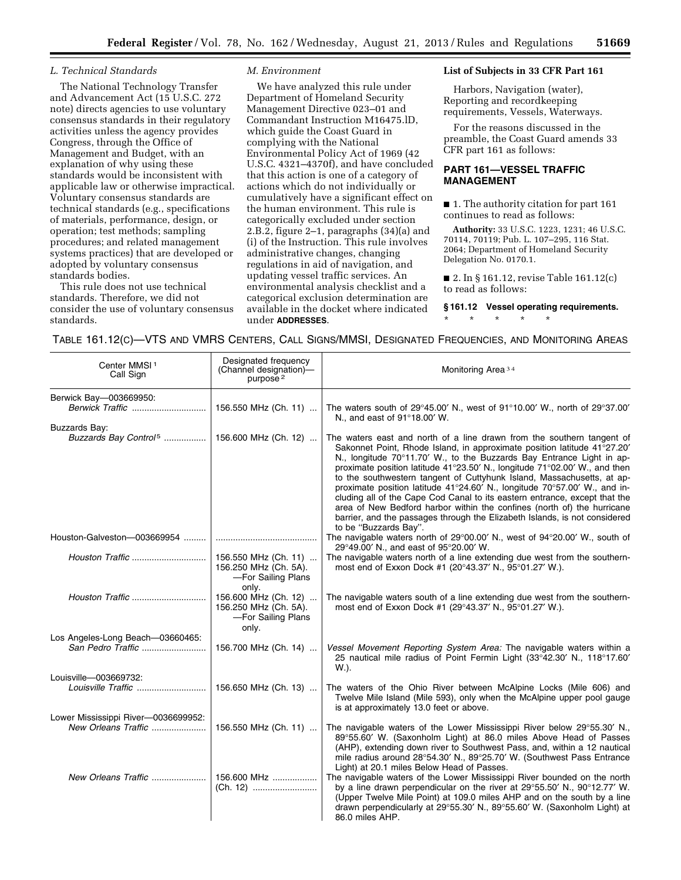### L. Technical Standards

The National Technology Transfer and Advancement Act (15 U.S.C. 272 note) directs agencies to use voluntary consensus standards in their regulatory activities unless the agency provides Congress, through the Office of Management and Budget, with an explanation of why using these standards would be inconsistent with applicable law or otherwise impractical. Voluntary consensus standards are technical standards (e.g., specifications of materials, performance, design, or operation; test methods; sampling procedures; and related management systems practices) that are developed or adopted by voluntary consensus standards bodies.

This rule does not use technical standards. Therefore, we did not consider the use of voluntary consensus standards.

### M. Environment

We have analyzed this rule under Department of Homeland Security Management Directive 023–01 and Commandant Instruction M16475.lD, which guide the Coast Guard in complying with the National Environmental Policy Act of 1969 (42 U.S.C. 4321–4370f), and have concluded that this action is one of a category of actions which do not individually or cumulatively have a significant effect on the human environment. This rule is categorically excluded under section 2.B.2, figure 2–1, paragraphs (34)(a) and (i) of the Instruction. This rule involves administrative changes, changing regulations in aid of navigation, and updating vessel traffic services. An environmental analysis checklist and a categorical exclusion determination are available in the docket where indicated under **ADDRESSES**.

### List of Subjects in 33 CFR Part 161

Harbors, Navigation (water), Reporting and recordkeeping requirements, Vessels, Waterways.

For the reasons discussed in the preamble, the Coast Guard amends 33 CFR part 161 as follows:

## PART 161—VESSEL TRAFFIC MANAGEMENT

■ 1. The authority citation for part 161 continues to read as follows:

**Authority:** 33 U.S.C. 1223, 1231; 46 U.S.C. 70114, 70119; Pub. L. 107–295, 116 Stat. 2064; Department of Homeland Security Delegation No. 0170.1.

■ 2. In § 161.12, revise Table 161.12(c) to read as follows:

**§ 161.12 Vessel operating requirements.**

\* \* \* \* \*

TABLE 161.12(C)—VTS AND VMRS CENTERS, CALL SIGNS/MMSI, DESIGNATED FREQUENCIES, AND MONITORING AREAS

| Center MMSI[1] Call Sign | Designated frequency (Channel designation)—purpose[2] | Monitoring Area[3,4] |
|---|---|---|
| Berwick Bay—003669950: | | |
| *Berwick Traffic* | 156.550 MHz (Ch. 11) | The waters south of 29°45.00′ N., west of 91°10.00′ W., north of 29°37.00′ N., and east of 91°18.00′ W. |
| Buzzards Bay: | | |
| *Buzzards Bay Control*[5] | 156.600 MHz (Ch. 12) | The waters east and north of a line drawn from the southern tangent of Sakonnet Point, Rhode Island, in approximate position latitude 41°27.20′ N., longitude 70°11.70′ W., to the Buzzards Bay Entrance Light in approximate position latitude 41°23.50′ N., longitude 71°02.00′ W., and then to the southwestern tangent of Cuttyhunk Island, Massachusetts, at approximate position latitude 41°24.60′ N., longitude 70°57.00′ W., and including all of the Cape Cod Canal to its eastern entrance, except that the area of New Bedford harbor within the confines (north of) the hurricane barrier, and the passages through the Elizabeth Islands, is not considered to be "Buzzards Bay". |
| Houston-Galveston—003669954 | | The navigable waters north of 29°00.00′ N., west of 94°20.00′ W., south of 29°49.00′ N., and east of 95°20.00′ W. |
| *Houston Traffic* | 156.550 MHz (Ch. 11) 156.250 MHz (Ch. 5A).—For Sailing Plans only. | The navigable waters north of a line extending due west from the southernmost end of Exxon Dock #1 (20°43.37′ N., 95°01.27′ W.). |
| *Houston Traffic* | 156.600 MHz (Ch. 12) 156.250 MHz (Ch. 5A).—For Sailing Plans only. | The navigable waters south of a line extending due west from the southernmost end of Exxon Dock #1 (29°43.37′ N., 95°01.27′ W.). |
| Los Angeles-Long Beach—03660465: | | |
| *San Pedro Traffic* | 156.700 MHz (Ch. 14) | *Vessel Movement Reporting System Area:* The navigable waters within a 25 nautical mile radius of Point Fermin Light (33°42.30′ N., 118°17.60′ W.). |
| Louisville—003669732: | | |
| *Louisville Traffic* | 156.650 MHz (Ch. 13) | The waters of the Ohio River between McAlpine Locks (Mile 606) and Twelve Mile Island (Mile 593), only when the McAlpine upper pool gauge is at approximately 13.0 feet or above. |
| Lower Mississippi River—0036699952: | | |
| *New Orleans Traffic* | 156.550 MHz (Ch. 11) | The navigable waters of the Lower Mississippi River below 29°55.30′ N., 89°55.60′ W. (Saxonholm Light) at 86.0 miles Above Head of Passes (AHP), extending down river to Southwest Pass, and, within a 12 nautical mile radius around 28°54.30′ N., 89°25.70′ W. (Southwest Pass Entrance Light) at 20.1 miles Below Head of Passes. |
| *New Orleans Traffic* | 156.600 MHz (Ch. 12) | The navigable waters of the Lower Mississippi River bounded on the north by a line drawn perpendicular on the river at 29°55.50′ N., 90°12.77′ W. (Upper Twelve Mile Point) at 109.0 miles AHP and on the south by a line drawn perpendicularly at 29°55.30′ N., 89°55.60′ W. (Saxonholm Light) at 86.0 miles AHP. |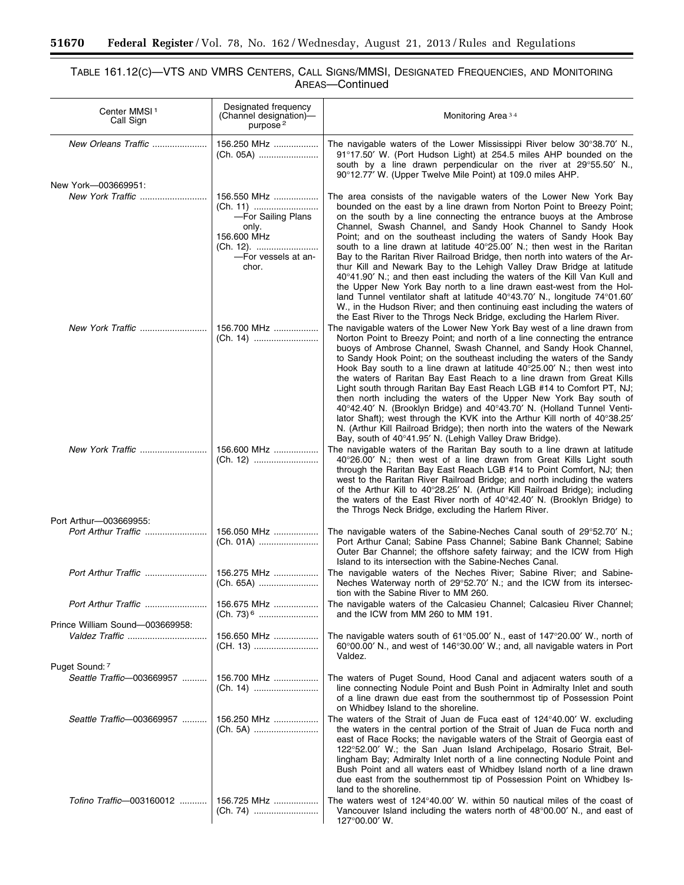# TABLE 161.12(C)—VTS AND VMRS CENTERS, CALL SIGNS/MMSI, DESIGNATED FREQUENCIES, AND MONITORING AREAS—Continued

| Center MMSI [1] Call Sign | Designated frequency (Channel designation)—purpose [2] | Monitoring Area [3] [4] |
|---|---|---|
| *New Orleans Traffic* | 156.250 MHz (Ch. 05A) | The navigable waters of the Lower Mississippi River below 30°38.70′ N., 91°17.50′ W. (Port Hudson Light) at 254.5 miles AHP bounded on the south by a line drawn perpendicular on the river at 29°55.50′ N., 90°12.77′ W. (Upper Twelve Mile Point) at 109.0 miles AHP. |
| New York—003669951: | | |
| *New York Traffic* | 156.550 MHz (Ch. 11) —For Sailing Plans only. 156.600 MHz (Ch. 12). —For vessels at anchor. | The area consists of the navigable waters of the Lower New York Bay bounded on the east by a line drawn from Norton Point to Breezy Point; on the south by a line connecting the entrance buoys at the Ambrose Channel, Swash Channel, and Sandy Hook Channel to Sandy Hook Point; and on the southeast including the waters of Sandy Hook Bay south to a line drawn at latitude 40°25.00′ N.; then west in the Raritan Bay to the Raritan River Railroad Bridge, then north into waters of the Arthur Kill and Newark Bay to the Lehigh Valley Draw Bridge at latitude 40°41.90′ N.; and then east including the waters of the Kill Van Kull and the Upper New York Bay north to a line drawn east-west from the Holland Tunnel ventilator shaft at latitude 40°43.70′ N., longitude 74°01.60′ W., in the Hudson River; and then continuing east including the waters of the East River to the Throgs Neck Bridge, excluding the Harlem River. |
| *New York Traffic* | 156.700 MHz (Ch. 14) | The navigable waters of the Lower New York Bay west of a line drawn from Norton Point to Breezy Point; and north of a line connecting the entrance buoys of Ambrose Channel, Swash Channel, and Sandy Hook Channel, to Sandy Hook Point; on the southeast including the waters of the Sandy Hook Bay south to a line drawn at latitude 40°25.00′ N.; then west into the waters of Raritan Bay East Reach to a line drawn from Great Kills Light south through Raritan Bay East Reach LGB #14 to Comfort PT, NJ; then north including the waters of the Upper New York Bay south of 40°42.40′ N. (Brooklyn Bridge) and 40°43.70′ N. (Holland Tunnel Ventilator Shaft); west through the KVK into the Arthur Kill north of 40°38.25′ N. (Arthur Kill Railroad Bridge); then north into the waters of the Newark Bay, south of 40°41.95′ N. (Lehigh Valley Draw Bridge). |
| *New York Traffic* | 156.600 MHz (Ch. 12) | The navigable waters of the Raritan Bay south to a line drawn at latitude 40°26.00′ N.; then west of a line drawn from Great Kills Light south through the Raritan Bay East Reach LGB #14 to Point Comfort, NJ; then west to the Raritan River Railroad Bridge; and north including the waters of the Arthur Kill to 40°28.25′ N. (Arthur Kill Railroad Bridge); including the waters of the East River north of 40°42.40′ N. (Brooklyn Bridge) to the Throgs Neck Bridge, excluding the Harlem River. |
| Port Arthur—003669955: | | |
| *Port Arthur Traffic* | 156.050 MHz (Ch. 01A) | The navigable waters of the Sabine-Neches Canal south of 29°52.70′ N.; Port Arthur Canal; Sabine Pass Channel; Sabine Bank Channel; Sabine Outer Bar Channel; the offshore safety fairway; and the ICW from High Island to its intersection with the Sabine-Neches Canal. |
| *Port Arthur Traffic* | 156.275 MHz (Ch. 65A) | The navigable waters of the Neches River; Sabine River; and Sabine-Neches Waterway north of 29°52.70′ N.; and the ICW from its intersection with the Sabine River to MM 260. |
| *Port Arthur Traffic* | 156.675 MHz (Ch. 73) [6] | The navigable waters of the Calcasieu Channel; Calcasieu River Channel; and the ICW from MM 260 to MM 191. |
| Prince William Sound—003669958: | | |
| *Valdez Traffic* | 156.650 MHz (CH. 13) | The navigable waters south of 61°05.00′ N., east of 147°20.00′ W., north of 60°00.00′ N., and west of 146°30.00′ W.; and, all navigable waters in Port Valdez. |
| Puget Sound: [7] | | |
| *Seattle Traffic*—003669957 | 156.700 MHz (Ch. 14) | The waters of Puget Sound, Hood Canal and adjacent waters south of a line connecting Nodule Point and Bush Point in Admiralty Inlet and south of a line drawn due east from the southernmost tip of Possession Point on Whidbey Island to the shoreline. |
| *Seattle Traffic*—003669957 | 156.250 MHz (Ch. 5A) | The waters of the Strait of Juan de Fuca east of 124°40.00′ W. excluding the waters in the central portion of the Strait of Juan de Fuca north and east of Race Rocks; the navigable waters of the Strait of Georgia east of 122°52.00′ W.; the San Juan Island Archipelago, Rosario Strait, Bellingham Bay; Admiralty Inlet north of a line connecting Nodule Point and Bush Point and all waters east of Whidbey Island north of a line drawn due east from the southernmost tip of Possession Point on Whidbey Island to the shoreline. |
| *Tofino Traffic*—003160012 | 156.725 MHz (Ch. 74) | The waters west of 124°40.00′ W. within 50 nautical miles of the coast of Vancouver Island including the waters north of 48°00.00′ N., and east of 127°00.00′ W. |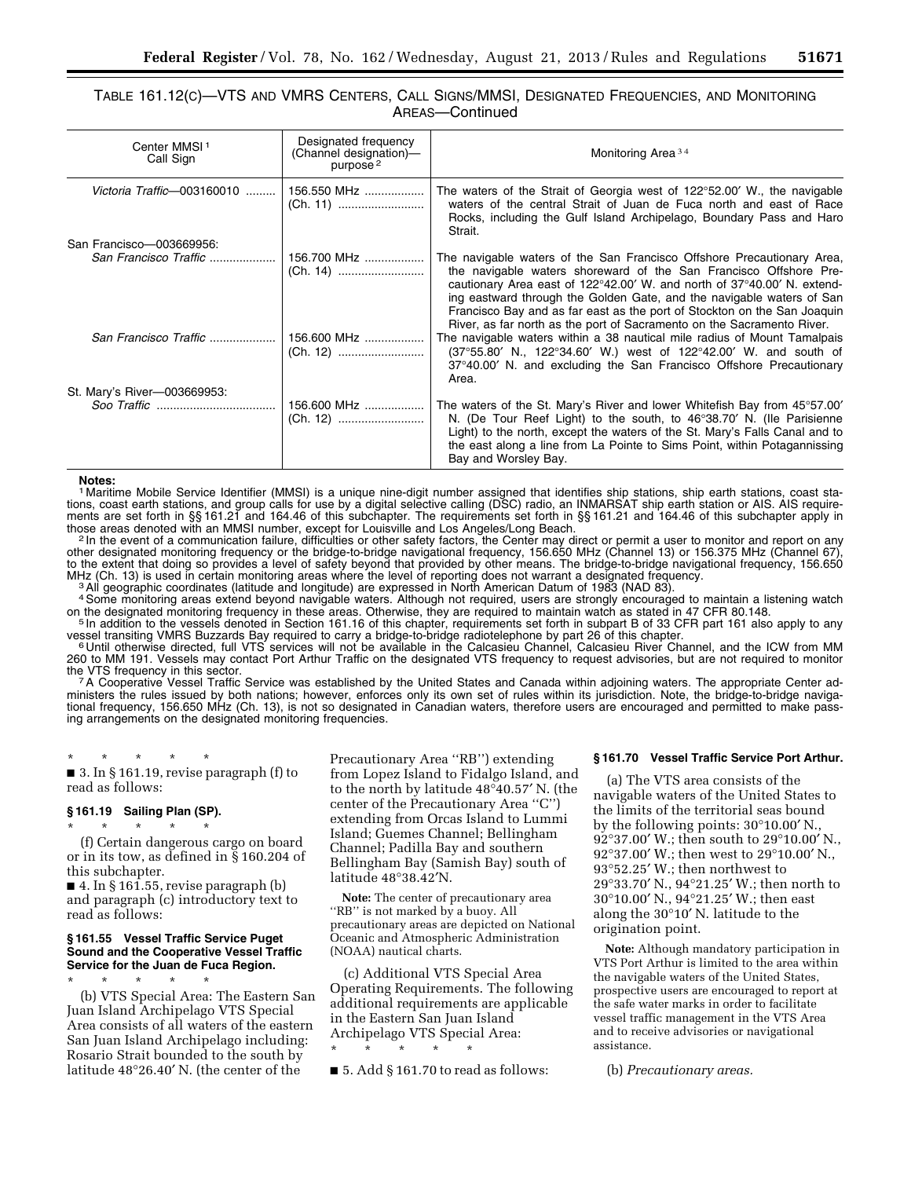TABLE 161.12(C)—VTS AND VMRS CENTERS, CALL SIGNS/MMSI, DESIGNATED FREQUENCIES, AND MONITORING AREAS—Continued

| Center MMSI [1] Call Sign | Designated frequency (Channel designation)—purpose [2] | Monitoring Area [3] [4] |
|---|---|---|
| *Victoria Traffic*—003160010 | 156.550 MHz (Ch. 11) | The waters of the Strait of Georgia west of 122°52.00′ W., the navigable waters of the central Strait of Juan de Fuca north and east of Race Rocks, including the Gulf Island Archipelago, Boundary Pass and Haro Strait. |
| San Francisco—003669956: | | |
| *San Francisco Traffic* | 156.700 MHz (Ch. 14) | The navigable waters of the San Francisco Offshore Precautionary Area, the navigable waters shoreward of the San Francisco Offshore Precautionary Area east of 122°42.00′ W. and north of 37°40.00′ N. extending eastward through the Golden Gate, and the navigable waters of San Francisco Bay and as far east as the port of Stockton on the San Joaquin River, as far north as the port of Sacramento on the Sacramento River. |
| *San Francisco Traffic* | 156.600 MHz (Ch. 12) | The navigable waters within a 38 nautical mile radius of Mount Tamalpais (37°55.80′ N., 122°34.60′ W.) west of 122°42.00′ W. and south of 37°40.00′ N. and excluding the San Francisco Offshore Precautionary Area. |
| St. Mary's River—003669953: | | |
| *Soo Traffic* | 156.600 MHz (Ch. 12) | The waters of the St. Mary's River and lower Whitefish Bay from 45°57.00′ N. (De Tour Reef Light) to the south, to 46°38.70′ N. (Ile Parisienne Light) to the north, except the waters of the St. Mary's Falls Canal and to the east along a line from La Pointe to Sims Point, within Potagannissing Bay and Worsley Bay. |

**Notes:**

[1] Maritime Mobile Service Identifier (MMSI) is a unique nine-digit number assigned that identifies ship stations, ship earth stations, coast stations, coast earth stations, and group calls for use by a digital selective calling (DSC) radio, an INMARSAT ship earth station or AIS. AIS requirements are set forth in §§ 161.21 and 164.46 of this subchapter. The requirements set forth in §§ 161.21 and 164.46 of this subchapter apply in those areas denoted with an MMSI number, except for Louisville and Los Angeles/Long Beach.

[2] In the event of a communication failure, difficulties or other safety factors, the Center may direct or permit a user to monitor and report on any other designated monitoring frequency or the bridge-to-bridge navigational frequency, 156.650 MHz (Channel 13) or 156.375 MHz (Channel 67), to the extent that doing so provides a level of safety beyond that provided by other means. The bridge-to-bridge navigational frequency, 156.650 MHz (Ch. 13) is used in certain monitoring areas where the level of reporting does not warrant a designated frequency.

[3] All geographic coordinates (latitude and longitude) are expressed in North American Datum of 1983 (NAD 83).

[4] Some monitoring areas extend beyond navigable waters. Although not required, users are strongly encouraged to maintain a listening watch on the designated monitoring frequency in these areas. Otherwise, they are required to maintain watch as stated in 47 CFR 80.148.

[5] In addition to the vessels denoted in Section 161.16 of this chapter, requirements set forth in subpart B of 33 CFR part 161 also apply to any vessel transiting VMRS Buzzards Bay required to carry a bridge-to-bridge radiotelephone by part 26 of this chapter.

[6] Until otherwise directed, full VTS services will not be available in the Calcasieu Channel, Calcasieu River Channel, and the ICW from MM 260 to MM 191. Vessels may contact Port Arthur Traffic on the designated VTS frequency to request advisories, but are not required to monitor the VTS frequency in this sector.

[7] A Cooperative Vessel Traffic Service was established by the United States and Canada within adjoining waters. The appropriate Center administers the rules issued by both nations; however, enforces only its own set of rules within its jurisdiction. Note, the bridge-to-bridge navigational frequency, 156.650 MHz (Ch. 13), is not so designated in Canadian waters, therefore users are encouraged and permitted to make passing arrangements on the designated monitoring frequencies.

\* \* \* \* \*

■ 3. In § 161.19, revise paragraph (f) to read as follows:

### § 161.19 Sailing Plan (SP).

\* \* \* \* \*

(f) Certain dangerous cargo on board or in its tow, as defined in § 160.204 of this subchapter.

■ 4. In § 161.55, revise paragraph (b) and paragraph (c) introductory text to read as follows:

### § 161.55 Vessel Traffic Service Puget Sound and the Cooperative Vessel Traffic Service for the Juan de Fuca Region.

\* \* \* \* \*

(b) VTS Special Area: The Eastern San Juan Island Archipelago VTS Special Area consists of all waters of the eastern San Juan Island Archipelago including: Rosario Strait bounded to the south by latitude 48°26.40′ N. (the center of the Precautionary Area ''RB'') extending from Lopez Island to Fidalgo Island, and to the north by latitude 48°40.57′ N. (the center of the Precautionary Area ''C'') extending from Orcas Island to Lummi Island; Guemes Channel; Bellingham Channel; Padilla Bay and southern Bellingham Bay (Samish Bay) south of latitude 48°38.42′N.

**Note:** The center of precautionary area ''RB'' is not marked by a buoy. All precautionary areas are depicted on National Oceanic and Atmospheric Administration (NOAA) nautical charts.

(c) Additional VTS Special Area Operating Requirements. The following additional requirements are applicable in the Eastern San Juan Island Archipelago VTS Special Area:

\* \* \* \* \*

■ 5. Add § 161.70 to read as follows:

### § 161.70 Vessel Traffic Service Port Arthur.

(a) The VTS area consists of the navigable waters of the United States to the limits of the territorial seas bound by the following points: 30°10.00′ N., 92°37.00′ W.; then south to 29°10.00′ N., 92°37.00′ W.; then west to 29°10.00′ N., 93°52.25′ W.; then northwest to 29°33.70′ N., 94°21.25′ W.; then north to 30°10.00′ N., 94°21.25′ W.; then east along the 30°10′ N. latitude to the origination point.

**Note:** Although mandatory participation in VTS Port Arthur is limited to the area within the navigable waters of the United States, prospective users are encouraged to report at the safe water marks in order to facilitate vessel traffic management in the VTS Area and to receive advisories or navigational assistance.

(b) *Precautionary areas.*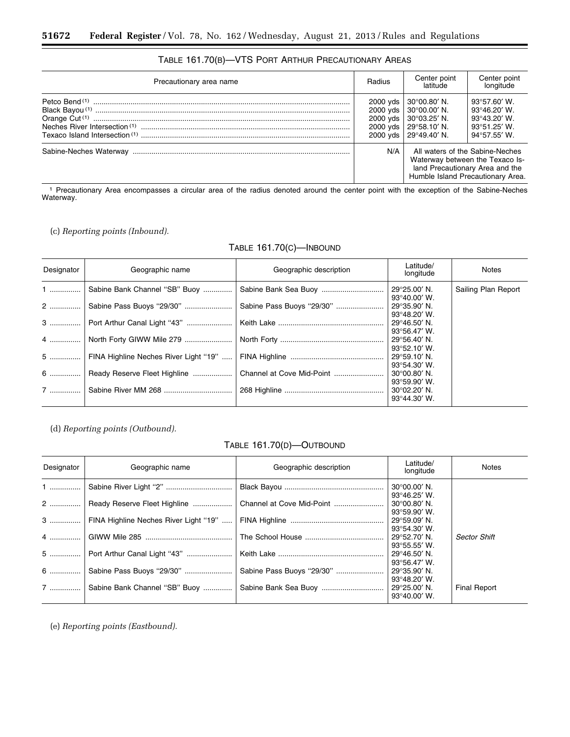TABLE 161.70(B)—VTS PORT ARTHUR PRECAUTIONARY AREAS

| Precautionary area name | Radius | Center point latitude | Center point longitude |
| --- | --- | --- | --- |
| Petco Bend [1] | 2000 yds | 30°00.80′ N. | 93°57.60′ W. |
| Black Bayou [1] | 2000 yds | 30°00.00′ N. | 93°46.20′ W. |
| Orange Cut [1] | 2000 yds | 30°03.25′ N. | 93°43.20′ W. |
| Neches River Intersection [1] | 2000 yds | 29°58.10′ N. | 93°51.25′ W. |
| Texaco Island Intersection [1] | 2000 yds | 29°49.40′ N. | 94°57.55′ W. |
| Sabine-Neches Waterway | N/A | All waters of the Sabine-Neches Waterway between the Texaco Island Precautionary Area and the Humble Island Precautionary Area. | |

[1] Precautionary Area encompasses a circular area of the radius denoted around the center point with the exception of the Sabine-Neches Waterway.

(c) *Reporting points (Inbound).*

TABLE 161.70(C)—INBOUND

| Designator | Geographic name | Geographic description | Latitude/longitude | Notes |
| --- | --- | --- | --- | --- |
| 1 | Sabine Bank Channel "SB" Buoy | Sabine Bank Sea Buoy | 29°25.00′ N. 93°40.00′ W. | Sailing Plan Report |
| 2 | Sabine Pass Buoys "29/30" | Sabine Pass Buoys "29/30" | 29°35.90′ N. 93°48.20′ W. | |
| 3 | Port Arthur Canal Light "43" | Keith Lake | 29°46.50′ N. 93°56.47′ W. | |
| 4 | North Forty GIWW Mile 279 | North Forty | 29°56.40′ N. 93°52.10′ W. | |
| 5 | FINA Highline Neches River Light "19" | FINA Highline | 29°59.10′ N. 93°54.30′ W. | |
| 6 | Ready Reserve Fleet Highline | Channel at Cove Mid-Point | 30°00.80′ N. 93°59.90′ W. | |
| 7 | Sabine River MM 268 | 268 Highline | 30°02.20′ N. 93°44.30′ W. | |

(d) *Reporting points (Outbound).*

TABLE 161.70(D)—OUTBOUND

| Designator | Geographic name | Geographic description | Latitude/longitude | Notes |
| --- | --- | --- | --- | --- |
| 1 | Sabine River Light "2" | Black Bayou | 30°00.00′ N. 93°46.25′ W. | |
| 2 | Ready Reserve Fleet Highline | Channel at Cove Mid-Point | 30°00.80′ N. 93°59.90′ W. | |
| 3 | FINA Highline Neches River Light "19" | FINA Highline | 29°59.09′ N. 93°54.30′ W. | |
| 4 | GIWW Mile 285 | The School House | 29°52.70′ N. 93°55.55′ W. | *Sector Shift* |
| 5 | Port Arthur Canal Light "43" | Keith Lake | 29°46.50′ N. 93°56.47′ W. | |
| 6 | Sabine Pass Buoys "29/30" | Sabine Pass Buoys "29/30" | 29°35.90′ N. 93°48.20′ W. | |
| 7 | Sabine Bank Channel "SB" Buoy | Sabine Bank Sea Buoy | 29°25.00′ N. 93°40.00′ W. | Final Report |

(e) *Reporting points (Eastbound).*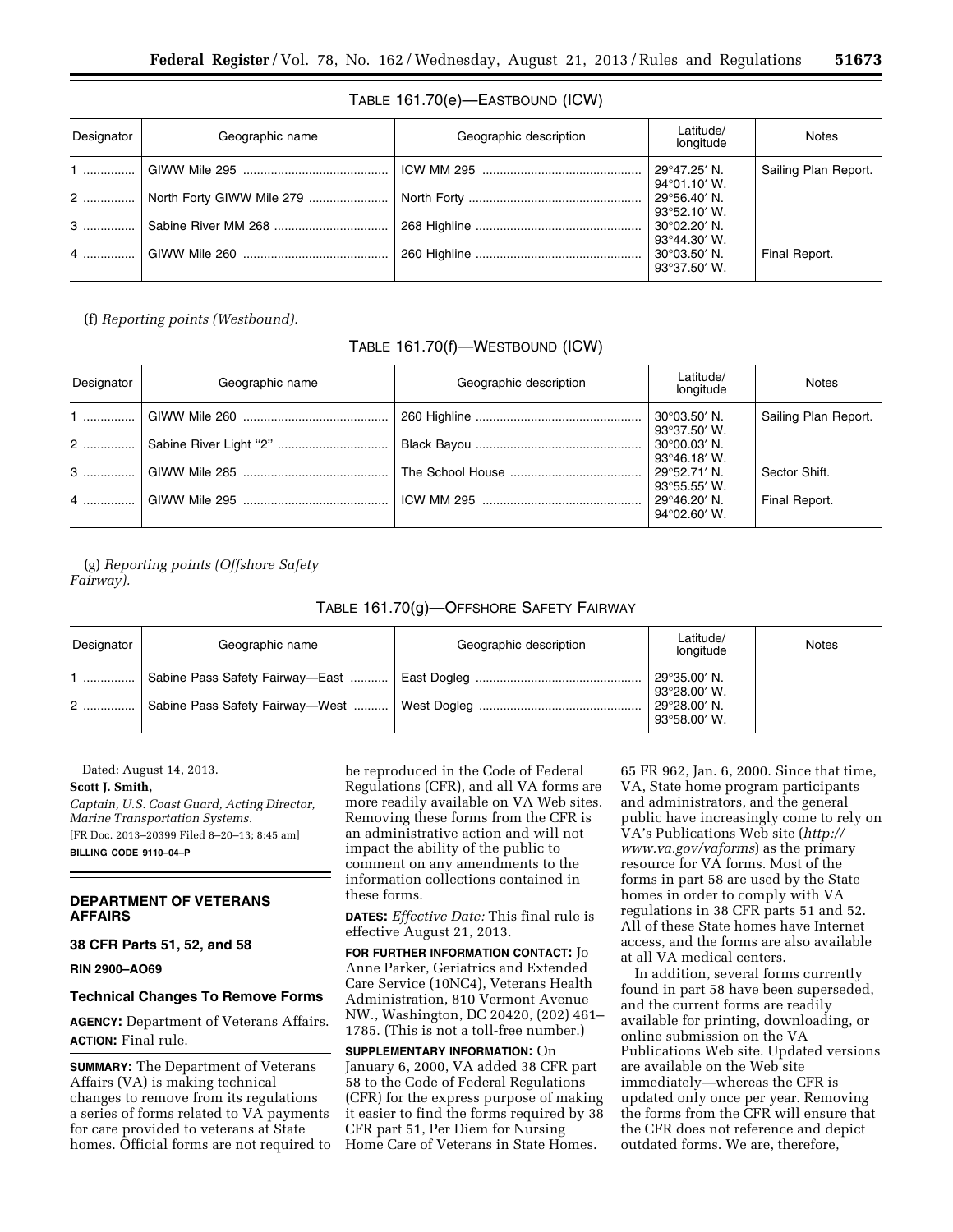TABLE 161.70(e)—EASTBOUND (ICW)

| Designator | Geographic name | Geographic description | Latitude/ longitude | Notes |
|---|---|---|---|---|
| 1 | GIWW Mile 295 | ICW MM 295 | 29°47.25′ N. 94°01.10′ W. | Sailing Plan Report. |
| 2 | North Forty GIWW Mile 279 | North Forty | 29°56.40′ N. 93°52.10′ W. | |
| 3 | Sabine River MM 268 | 268 Highline | 30°02.20′ N. 93°44.30′ W. | |
| 4 | GIWW Mile 260 | 260 Highline | 30°03.50′ N. 93°37.50′ W. | Final Report. |

(f) *Reporting points (Westbound).*

TABLE 161.70(f)—WESTBOUND (ICW)

| Designator | Geographic name | Geographic description | Latitude/ longitude | Notes |
|---|---|---|---|---|
| 1 | GIWW Mile 260 | 260 Highline | 30°03.50′ N. 93°37.50′ W. | Sailing Plan Report. |
| 2 | Sabine River Light "2" | Black Bayou | 30°00.03′ N. 93°46.18′ W. | |
| 3 | GIWW Mile 285 | The School House | 29°52.71′ N. 93°55.55′ W. | Sector Shift. |
| 4 | GIWW Mile 295 | ICW MM 295 | 29°46.20′ N. 94°02.60′ W. | Final Report. |

(g) *Reporting points (Offshore Safety Fairway).*

TABLE 161.70(g)—OFFSHORE SAFETY FAIRWAY

| Designator | Geographic name | Geographic description | Latitude/ longitude | Notes |
|---|---|---|---|---|
| 1 | Sabine Pass Safety Fairway—East | East Dogleg | 29°35.00′ N. 93°28.00′ W. | |
| 2 | Sabine Pass Safety Fairway—West | West Dogleg | 29°28.00′ N. 93°58.00′ W. | |

Dated: August 14, 2013.

**Scott J. Smith,**

*Captain, U.S. Coast Guard, Acting Director, Marine Transportation Systems.*

[FR Doc. 2013–20399 Filed 8–20–13; 8:45 am]

**BILLING CODE 9110–04–P**

## DEPARTMENT OF VETERANS AFFAIRS

### 38 CFR Parts 51, 52, and 58

**RIN 2900–AO69**

### Technical Changes To Remove Forms

**AGENCY:** Department of Veterans Affairs.

**ACTION:** Final rule.

**SUMMARY:** The Department of Veterans Affairs (VA) is making technical changes to remove from its regulations a series of forms related to VA payments for care provided to veterans at State homes. Official forms are not required to be reproduced in the Code of Federal Regulations (CFR), and all VA forms are more readily available on VA Web sites. Removing these forms from the CFR is an administrative action and will not impact the ability of the public to comment on any amendments to the information collections contained in these forms.

**DATES:** *Effective Date:* This final rule is effective August 21, 2013.

**FOR FURTHER INFORMATION CONTACT:** Jo Anne Parker, Geriatrics and Extended Care Service (10NC4), Veterans Health Administration, 810 Vermont Avenue NW., Washington, DC 20420, (202) 461–1785. (This is not a toll-free number.)

**SUPPLEMENTARY INFORMATION:** On January 6, 2000, VA added 38 CFR part 58 to the Code of Federal Regulations (CFR) for the express purpose of making it easier to find the forms required by 38 CFR part 51, Per Diem for Nursing Home Care of Veterans in State Homes. 65 FR 962, Jan. 6, 2000. Since that time, VA, State home program participants and administrators, and the general public have increasingly come to rely on VA's Publications Web site (*http://www.va.gov/vaforms*) as the primary resource for VA forms. Most of the forms in part 58 are used by the State homes in order to comply with VA regulations in 38 CFR parts 51 and 52. All of these State homes have Internet access, and the forms are also available at all VA medical centers.

In addition, several forms currently found in part 58 have been superseded, and the current forms are readily available for printing, downloading, or online submission on the VA Publications Web site. Updated versions are available on the Web site immediately—whereas the CFR is updated only once per year. Removing the forms from the CFR will ensure that the CFR does not reference and depict outdated forms. We are, therefore,